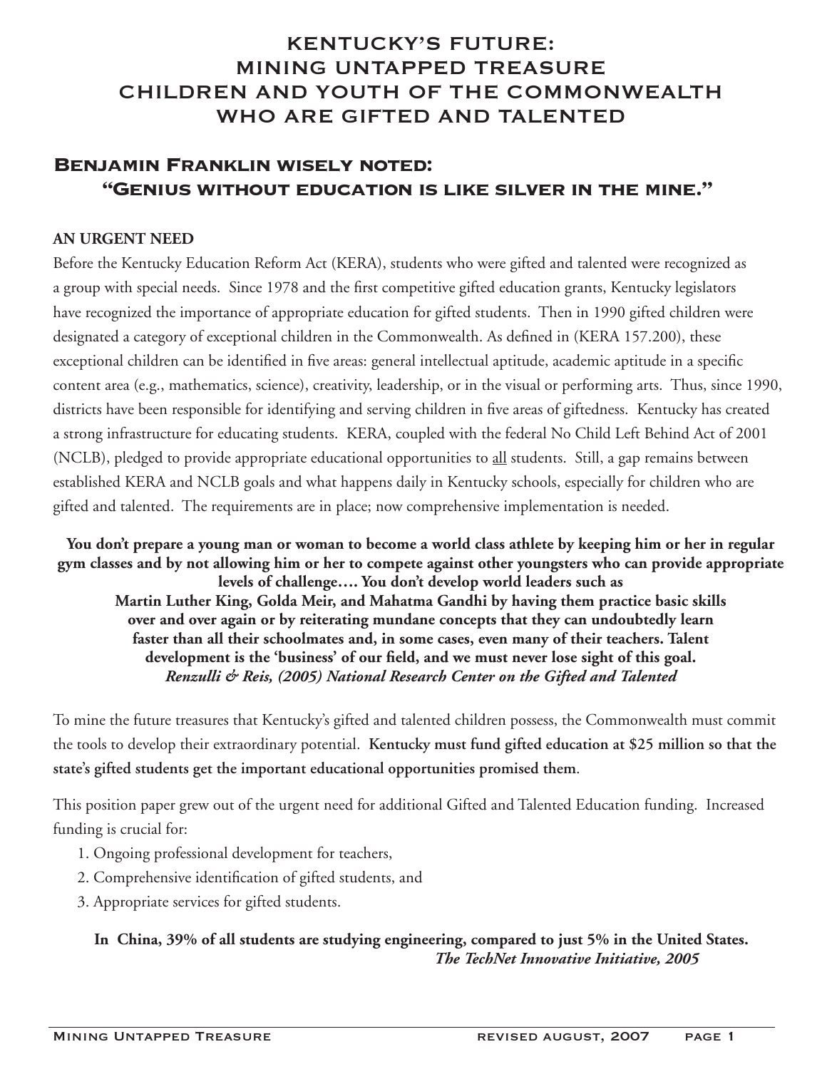# KENTUCKY'S FUTURE: MINING UNTAPPED TREASURE CHILDREN AND YOUTH OF THE COMMONWEALTH WHO ARE GIFTED AND TALENTED

## Benjamin Franklin wisely noted: "Genius without education is like silver in the mine."

### AN URGENT NEED

Before the Kentucky Education Reform Act (KERA), students who were gifted and talented were recognized as a group with special needs. Since 1978 and the first competitive gifted education grants, Kentucky legislators have recognized the importance of appropriate education for gifted students. Then in 1990 gifted children were designated a category of exceptional children in the Commonwealth. As defined in (KERA 157.200), these exceptional children can be identified in five areas: general intellectual aptitude, academic aptitude in a specific content area (e.g., mathematics, science), creativity, leadership, or in the visual or performing arts. Thus, since 1990, districts have been responsible for identifying and serving children in five areas of giftedness. Kentucky has created a strong infrastructure for educating students. KERA, coupled with the federal No Child Left Behind Act of 2001 (NCLB), pledged to provide appropriate educational opportunities to all students. Still, a gap remains between established KERA and NCLB goals and what happens daily in Kentucky schools, especially for children who are gifted and talented. The requirements are in place; now comprehensive implementation is needed.

**You don't prepare a young man or woman to become a world class athlete by keeping him or her in regular gym classes and by not allowing him or her to compete against other youngsters who can provide appropriate levels of challenge…. You don't develop world leaders such as Martin Luther King, Golda Meir, and Mahatma Gandhi by having them practice basic skills over and over again or by reiterating mundane concepts that they can undoubtedly learn faster than all their schoolmates and, in some cases, even many of their teachers. Talent development is the 'business' of our field, and we must never lose sight of this goal.**
***Renzulli & Reis, (2005) National Research Center on the Gifted and Talented***

To mine the future treasures that Kentucky's gifted and talented children possess, the Commonwealth must commit the tools to develop their extraordinary potential. **Kentucky must fund gifted education at $25 million so that the state's gifted students get the important educational opportunities promised them**.

This position paper grew out of the urgent need for additional Gifted and Talented Education funding. Increased funding is crucial for:

1. Ongoing professional development for teachers,
2. Comprehensive identification of gifted students, and
3. Appropriate services for gifted students.

**In China, 39% of all students are studying engineering, compared to just 5% in the United States.**
***The TechNet Innovative Initiative, 2005***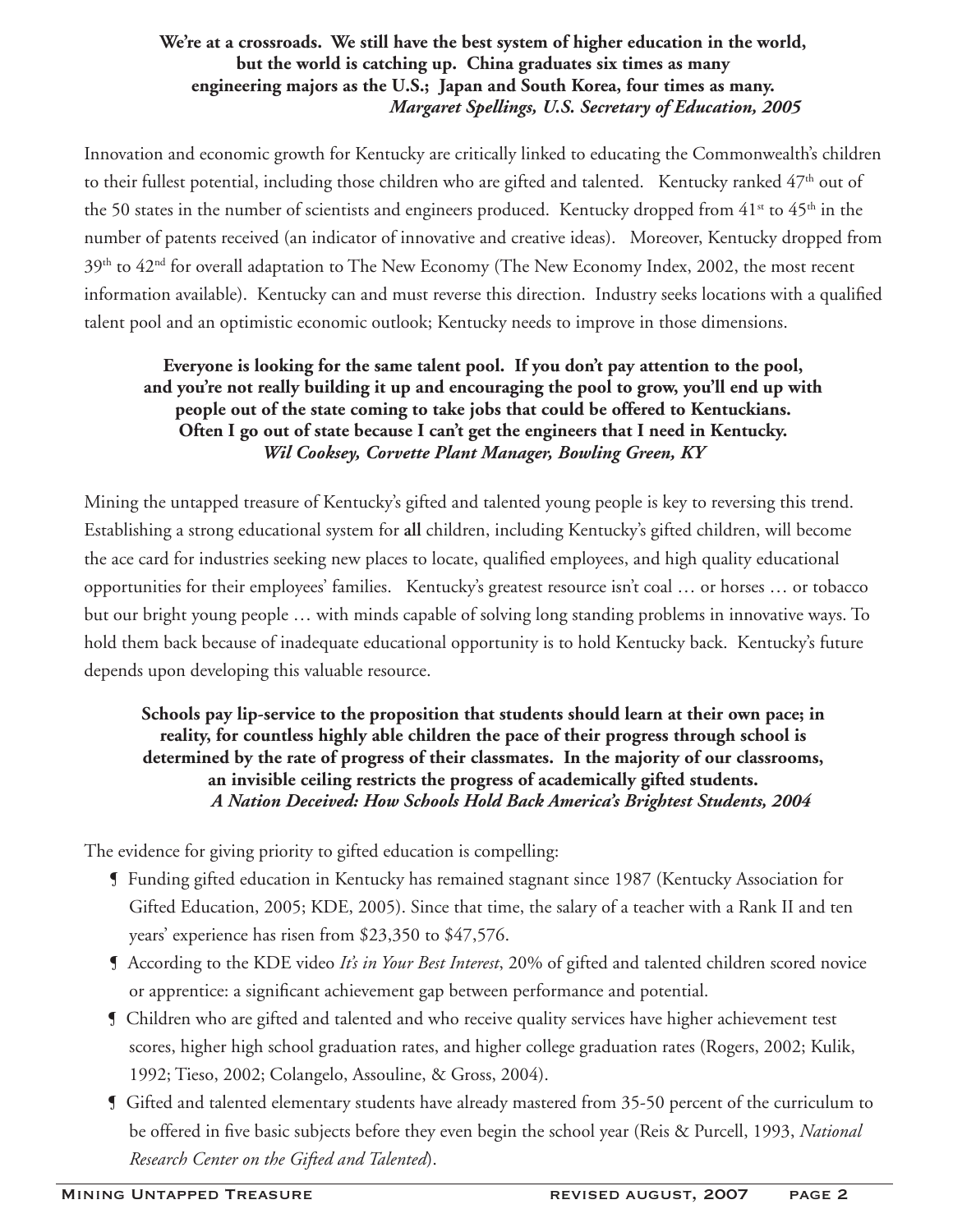**We're at a crossroads. We still have the best system of higher education in the world, but the world is catching up. China graduates six times as many engineering majors as the U.S.; Japan and South Korea, four times as many.**
***Margaret Spellings, U.S. Secretary of Education, 2005***

Innovation and economic growth for Kentucky are critically linked to educating the Commonwealth's children to their fullest potential, including those children who are gifted and talented. Kentucky ranked 47th out of the 50 states in the number of scientists and engineers produced. Kentucky dropped from 41st to 45th in the number of patents received (an indicator of innovative and creative ideas). Moreover, Kentucky dropped from 39th to 42nd for overall adaptation to The New Economy (The New Economy Index, 2002, the most recent information available). Kentucky can and must reverse this direction. Industry seeks locations with a qualified talent pool and an optimistic economic outlook; Kentucky needs to improve in those dimensions.

**Everyone is looking for the same talent pool. If you don't pay attention to the pool, and you're not really building it up and encouraging the pool to grow, you'll end up with people out of the state coming to take jobs that could be offered to Kentuckians. Often I go out of state because I can't get the engineers that I need in Kentucky.**
***Wil Cooksey, Corvette Plant Manager, Bowling Green, KY***

Mining the untapped treasure of Kentucky's gifted and talented young people is key to reversing this trend. Establishing a strong educational system for **all** children, including Kentucky's gifted children, will become the ace card for industries seeking new places to locate, qualified employees, and high quality educational opportunities for their employees' families. Kentucky's greatest resource isn't coal … or horses … or tobacco but our bright young people … with minds capable of solving long standing problems in innovative ways. To hold them back because of inadequate educational opportunity is to hold Kentucky back. Kentucky's future depends upon developing this valuable resource.

**Schools pay lip-service to the proposition that students should learn at their own pace; in reality, for countless highly able children the pace of their progress through school is determined by the rate of progress of their classmates. In the majority of our classrooms, an invisible ceiling restricts the progress of academically gifted students.**
***A Nation Deceived: How Schools Hold Back America's Brightest Students, 2004***

The evidence for giving priority to gifted education is compelling:

- Funding gifted education in Kentucky has remained stagnant since 1987 (Kentucky Association for Gifted Education, 2005; KDE, 2005). Since that time, the salary of a teacher with a Rank II and ten years' experience has risen from $23,350 to $47,576.
- According to the KDE video *It's in Your Best Interest*, 20% of gifted and talented children scored novice or apprentice: a significant achievement gap between performance and potential.
- Children who are gifted and talented and who receive quality services have higher achievement test scores, higher high school graduation rates, and higher college graduation rates (Rogers, 2002; Kulik, 1992; Tieso, 2002; Colangelo, Assouline, & Gross, 2004).
- Gifted and talented elementary students have already mastered from 35-50 percent of the curriculum to be offered in five basic subjects before they even begin the school year (Reis & Purcell, 1993, *National Research Center on the Gifted and Talented*).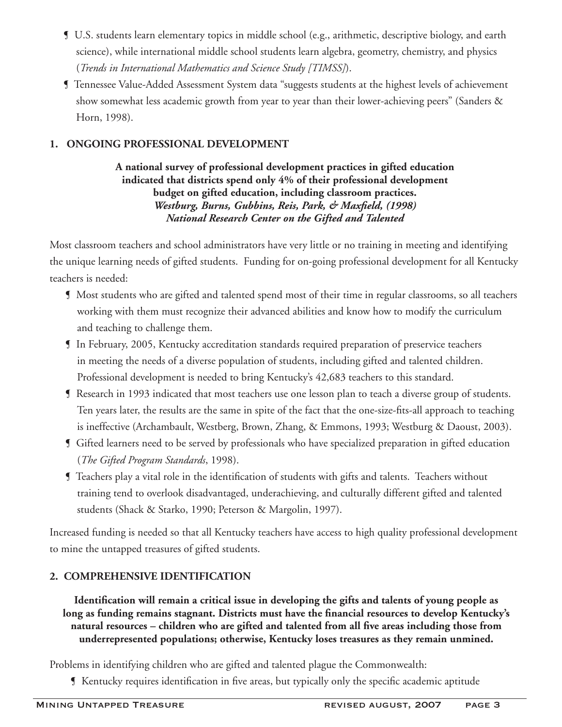- U.S. students learn elementary topics in middle school (e.g., arithmetic, descriptive biology, and earth science), while international middle school students learn algebra, geometry, chemistry, and physics (*Trends in International Mathematics and Science Study [TIMSS]*).
- Tennessee Value-Added Assessment System data "suggests students at the highest levels of achievement show somewhat less academic growth from year to year than their lower-achieving peers" (Sanders & Horn, 1998).

## 1. ONGOING PROFESSIONAL DEVELOPMENT

**A national survey of professional development practices in gifted education indicated that districts spend only 4% of their professional development budget on gifted education, including classroom practices.**
***Westburg, Burns, Gubbins, Reis, Park, & Maxfield, (1998)***
***National Research Center on the Gifted and Talented***

Most classroom teachers and school administrators have very little or no training in meeting and identifying the unique learning needs of gifted students. Funding for on-going professional development for all Kentucky teachers is needed:

- Most students who are gifted and talented spend most of their time in regular classrooms, so all teachers working with them must recognize their advanced abilities and know how to modify the curriculum and teaching to challenge them.
- In February, 2005, Kentucky accreditation standards required preparation of preservice teachers in meeting the needs of a diverse population of students, including gifted and talented children. Professional development is needed to bring Kentucky's 42,683 teachers to this standard.
- Research in 1993 indicated that most teachers use one lesson plan to teach a diverse group of students. Ten years later, the results are the same in spite of the fact that the one-size-fits-all approach to teaching is ineffective (Archambault, Westberg, Brown, Zhang, & Emmons, 1993; Westburg & Daoust, 2003).
- Gifted learners need to be served by professionals who have specialized preparation in gifted education (*The Gifted Program Standards*, 1998).
- Teachers play a vital role in the identification of students with gifts and talents. Teachers without training tend to overlook disadvantaged, underachieving, and culturally different gifted and talented students (Shack & Starko, 1990; Peterson & Margolin, 1997).

Increased funding is needed so that all Kentucky teachers have access to high quality professional development to mine the untapped treasures of gifted students.

## 2. COMPREHENSIVE IDENTIFICATION

**Identification will remain a critical issue in developing the gifts and talents of young people as long as funding remains stagnant. Districts must have the financial resources to develop Kentucky's natural resources – children who are gifted and talented from all five areas including those from underrepresented populations; otherwise, Kentucky loses treasures as they remain unmined.**

Problems in identifying children who are gifted and talented plague the Commonwealth:

- Kentucky requires identification in five areas, but typically only the specific academic aptitude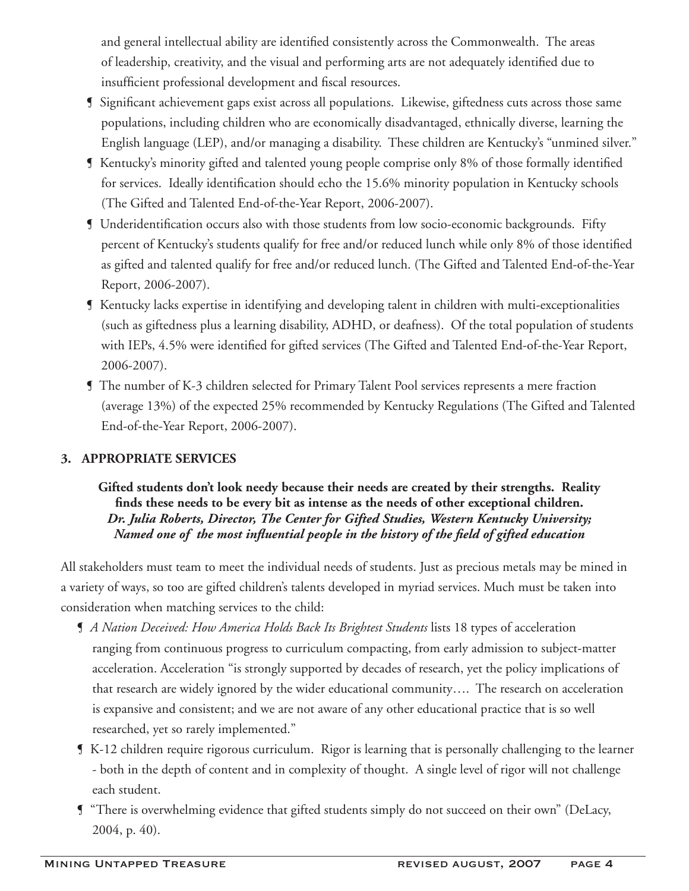and general intellectual ability are identified consistently across the Commonwealth. The areas of leadership, creativity, and the visual and performing arts are not adequately identified due to insufficient professional development and fiscal resources.

- Significant achievement gaps exist across all populations. Likewise, giftedness cuts across those same populations, including children who are economically disadvantaged, ethnically diverse, learning the English language (LEP), and/or managing a disability. These children are Kentucky's "unmined silver."
- Kentucky's minority gifted and talented young people comprise only 8% of those formally identified for services. Ideally identification should echo the 15.6% minority population in Kentucky schools (The Gifted and Talented End-of-the-Year Report, 2006-2007).
- Underidentification occurs also with those students from low socio-economic backgrounds. Fifty percent of Kentucky's students qualify for free and/or reduced lunch while only 8% of those identified as gifted and talented qualify for free and/or reduced lunch. (The Gifted and Talented End-of-the-Year Report, 2006-2007).
- Kentucky lacks expertise in identifying and developing talent in children with multi-exceptionalities (such as giftedness plus a learning disability, ADHD, or deafness). Of the total population of students with IEPs, 4.5% were identified for gifted services (The Gifted and Talented End-of-the-Year Report, 2006-2007).
- The number of K-3 children selected for Primary Talent Pool services represents a mere fraction (average 13%) of the expected 25% recommended by Kentucky Regulations (The Gifted and Talented End-of-the-Year Report, 2006-2007).

## 3. APPROPRIATE SERVICES

**Gifted students don't look needy because their needs are created by their strengths. Reality finds these needs to be every bit as intense as the needs of other exceptional children.**
***Dr. Julia Roberts, Director, The Center for Gifted Studies, Western Kentucky University; Named one of the most influential people in the history of the field of gifted education***

All stakeholders must team to meet the individual needs of students. Just as precious metals may be mined in a variety of ways, so too are gifted children's talents developed in myriad services. Much must be taken into consideration when matching services to the child:

- *A Nation Deceived: How America Holds Back Its Brightest Students* lists 18 types of acceleration ranging from continuous progress to curriculum compacting, from early admission to subject-matter acceleration. Acceleration "is strongly supported by decades of research, yet the policy implications of that research are widely ignored by the wider educational community…. The research on acceleration is expansive and consistent; and we are not aware of any other educational practice that is so well researched, yet so rarely implemented."
- K-12 children require rigorous curriculum. Rigor is learning that is personally challenging to the learner - both in the depth of content and in complexity of thought. A single level of rigor will not challenge each student.
- "There is overwhelming evidence that gifted students simply do not succeed on their own" (DeLacy, 2004, p. 40).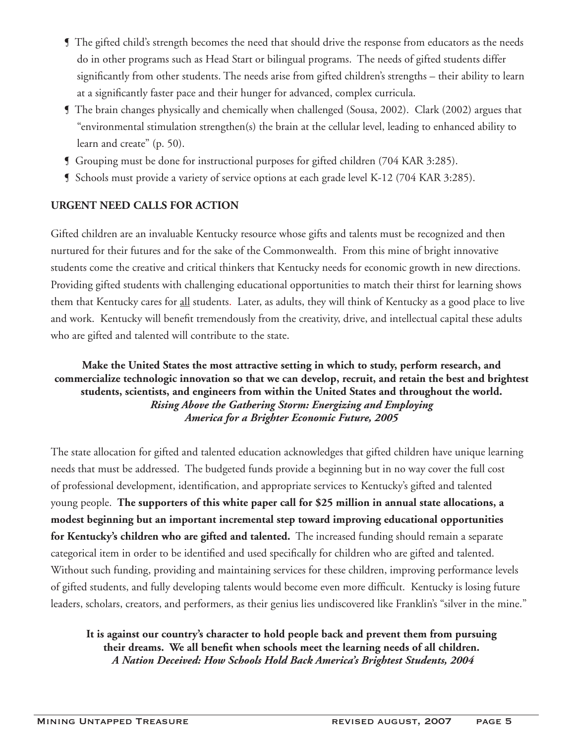- The gifted child's strength becomes the need that should drive the response from educators as the needs do in other programs such as Head Start or bilingual programs. The needs of gifted students differ significantly from other students. The needs arise from gifted children's strengths – their ability to learn at a significantly faster pace and their hunger for advanced, complex curricula.
- The brain changes physically and chemically when challenged (Sousa, 2002). Clark (2002) argues that "environmental stimulation strengthen(s) the brain at the cellular level, leading to enhanced ability to learn and create" (p. 50).
- Grouping must be done for instructional purposes for gifted children (704 KAR 3:285).
- Schools must provide a variety of service options at each grade level K-12 (704 KAR 3:285).

## URGENT NEED CALLS FOR ACTION

Gifted children are an invaluable Kentucky resource whose gifts and talents must be recognized and then nurtured for their futures and for the sake of the Commonwealth. From this mine of bright innovative students come the creative and critical thinkers that Kentucky needs for economic growth in new directions. Providing gifted students with challenging educational opportunities to match their thirst for learning shows them that Kentucky cares for <u>all</u> students. Later, as adults, they will think of Kentucky as a good place to live and work. Kentucky will benefit tremendously from the creativity, drive, and intellectual capital these adults who are gifted and talented will contribute to the state.

**Make the United States the most attractive setting in which to study, perform research, and commercialize technologic innovation so that we can develop, recruit, and retain the best and brightest students, scientists, and engineers from within the United States and throughout the world.**
***Rising Above the Gathering Storm: Energizing and Employing America for a Brighter Economic Future, 2005***

The state allocation for gifted and talented education acknowledges that gifted children have unique learning needs that must be addressed. The budgeted funds provide a beginning but in no way cover the full cost of professional development, identification, and appropriate services to Kentucky's gifted and talented young people. **The supporters of this white paper call for $25 million in annual state allocations, a modest beginning but an important incremental step toward improving educational opportunities for Kentucky's children who are gifted and talented.** The increased funding should remain a separate categorical item in order to be identified and used specifically for children who are gifted and talented. Without such funding, providing and maintaining services for these children, improving performance levels of gifted students, and fully developing talents would become even more difficult. Kentucky is losing future leaders, scholars, creators, and performers, as their genius lies undiscovered like Franklin's "silver in the mine."

**It is against our country's character to hold people back and prevent them from pursuing their dreams. We all benefit when schools meet the learning needs of all children.**
***A Nation Deceived: How Schools Hold Back America's Brightest Students, 2004***